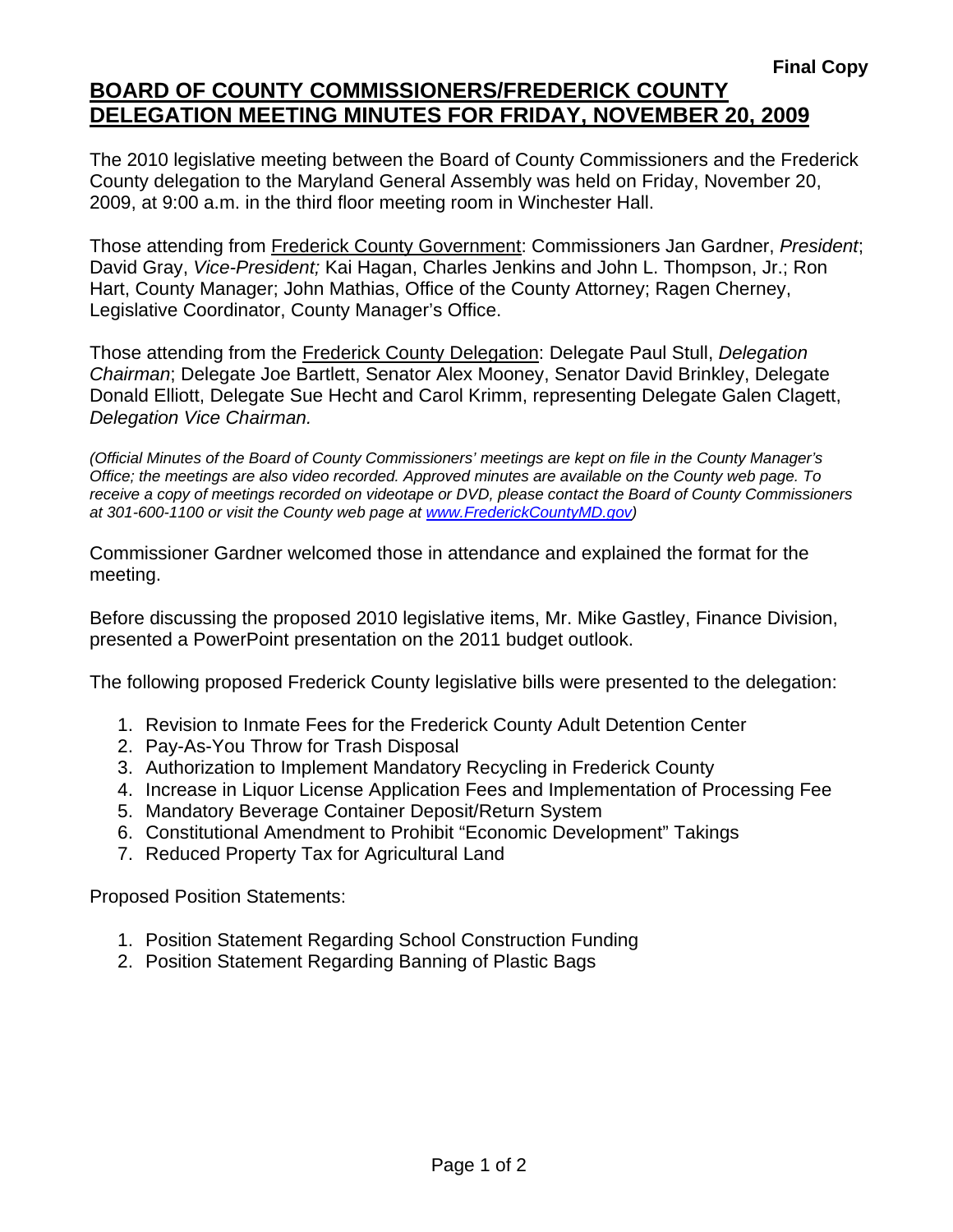**Final Copy**

# BOARD OF COUNTY COMMISSIONERS/FREDERICK COUNTY DELEGATION MEETING MINUTES FOR FRIDAY, NOVEMBER 20, 2009

The 2010 legislative meeting between the Board of County Commissioners and the Frederick County delegation to the Maryland General Assembly was held on Friday, November 20, 2009, at 9:00 a.m. in the third floor meeting room in Winchester Hall.

Those attending from Frederick County Government: Commissioners Jan Gardner, *President*; David Gray, *Vice-President;* Kai Hagan, Charles Jenkins and John L. Thompson, Jr.; Ron Hart, County Manager; John Mathias, Office of the County Attorney; Ragen Cherney, Legislative Coordinator, County Manager's Office.

Those attending from the Frederick County Delegation: Delegate Paul Stull, *Delegation Chairman*; Delegate Joe Bartlett, Senator Alex Mooney, Senator David Brinkley, Delegate Donald Elliott, Delegate Sue Hecht and Carol Krimm, representing Delegate Galen Clagett, *Delegation Vice Chairman.*

*(Official Minutes of the Board of County Commissioners' meetings are kept on file in the County Manager's Office; the meetings are also video recorded. Approved minutes are available on the County web page. To receive a copy of meetings recorded on videotape or DVD, please contact the Board of County Commissioners at 301-600-1100 or visit the County web page at [www.FrederickCountyMD.gov](http://www.FrederickCountyMD.gov))*

Commissioner Gardner welcomed those in attendance and explained the format for the meeting.

Before discussing the proposed 2010 legislative items, Mr. Mike Gastley, Finance Division, presented a PowerPoint presentation on the 2011 budget outlook.

The following proposed Frederick County legislative bills were presented to the delegation:

1. Revision to Inmate Fees for the Frederick County Adult Detention Center
2. Pay-As-You Throw for Trash Disposal
3. Authorization to Implement Mandatory Recycling in Frederick County
4. Increase in Liquor License Application Fees and Implementation of Processing Fee
5. Mandatory Beverage Container Deposit/Return System
6. Constitutional Amendment to Prohibit "Economic Development" Takings
7. Reduced Property Tax for Agricultural Land

Proposed Position Statements:

1. Position Statement Regarding School Construction Funding
2. Position Statement Regarding Banning of Plastic Bags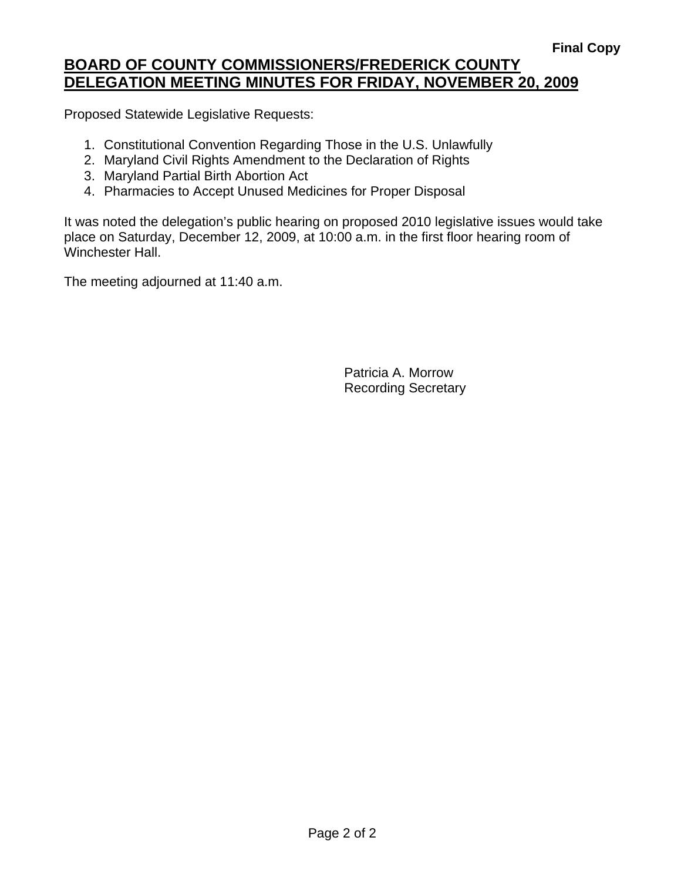**Final Copy**

**BOARD OF COUNTY COMMISSIONERS/FREDERICK COUNTY DELEGATION MEETING MINUTES FOR FRIDAY, NOVEMBER 20, 2009**

Proposed Statewide Legislative Requests:

1. Constitutional Convention Regarding Those in the U.S. Unlawfully
2. Maryland Civil Rights Amendment to the Declaration of Rights
3. Maryland Partial Birth Abortion Act
4. Pharmacies to Accept Unused Medicines for Proper Disposal

It was noted the delegation's public hearing on proposed 2010 legislative issues would take place on Saturday, December 12, 2009, at 10:00 a.m. in the first floor hearing room of Winchester Hall.

The meeting adjourned at 11:40 a.m.

Patricia A. Morrow
Recording Secretary